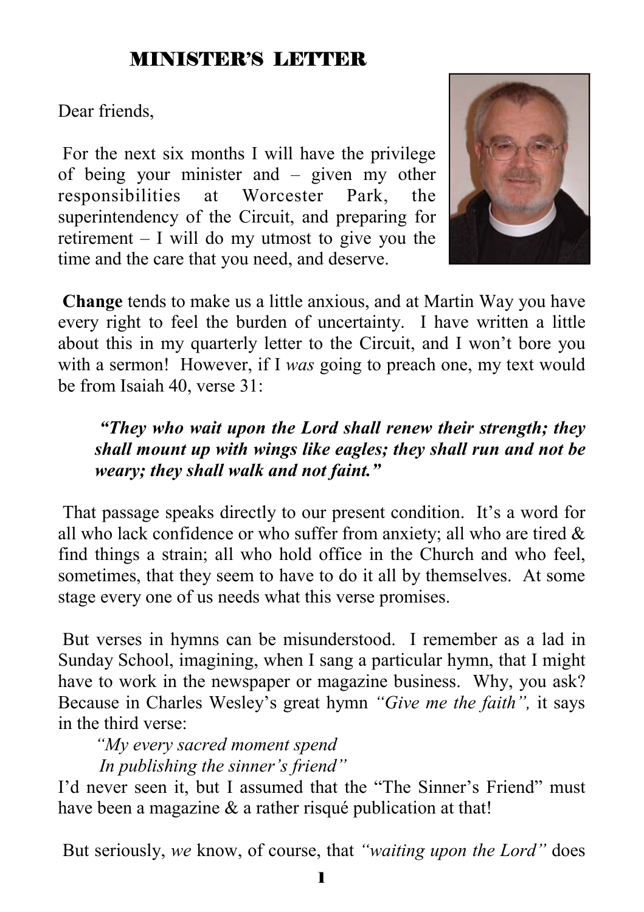## MINISTER'S LETTER

Dear friends,

For the next six months I will have the privilege of being your minister and – given my other responsibilities at Worcester Park, the superintendency of the Circuit, and preparing for retirement – I will do my utmost to give you the time and the care that you need, and deserve.

**Change** tends to make us a little anxious, and at Martin Way you have every right to feel the burden of uncertainty. I have written a little about this in my quarterly letter to the Circuit, and I won't bore you with a sermon! However, if I *was* going to preach one, my text would be from Isaiah 40, verse 31:

> ***"They who wait upon the Lord shall renew their strength; they shall mount up with wings like eagles; they shall run and not be weary; they shall walk and not faint."***

That passage speaks directly to our present condition. It's a word for all who lack confidence or who suffer from anxiety; all who are tired & find things a strain; all who hold office in the Church and who feel, sometimes, that they seem to have to do it all by themselves. At some stage every one of us needs what this verse promises.

But verses in hymns can be misunderstood. I remember as a lad in Sunday School, imagining, when I sang a particular hymn, that I might have to work in the newspaper or magazine business. Why, you ask? Because in Charles Wesley's great hymn *"Give me the faith",* it says in the third verse:

*"My every sacred moment spend*
*In publishing the sinner's friend"*

I'd never seen it, but I assumed that the "The Sinner's Friend" must have been a magazine & a rather risqué publication at that!

But seriously, *we* know, of course, that *"waiting upon the Lord"* does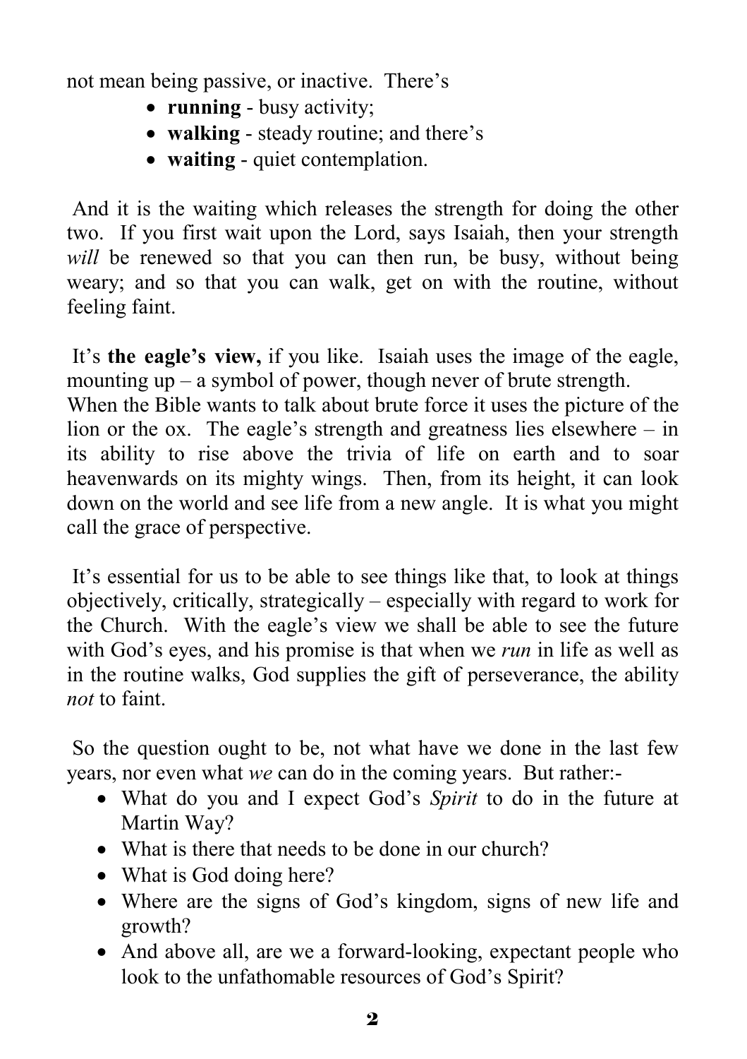not mean being passive, or inactive. There's

- **running** - busy activity;
- **walking** - steady routine; and there's
- **waiting** - quiet contemplation.

And it is the waiting which releases the strength for doing the other two. If you first wait upon the Lord, says Isaiah, then your strength *will* be renewed so that you can then run, be busy, without being weary; and so that you can walk, get on with the routine, without feeling faint.

It's **the eagle's view,** if you like. Isaiah uses the image of the eagle, mounting up – a symbol of power, though never of brute strength. When the Bible wants to talk about brute force it uses the picture of the lion or the ox. The eagle's strength and greatness lies elsewhere – in its ability to rise above the trivia of life on earth and to soar heavenwards on its mighty wings. Then, from its height, it can look down on the world and see life from a new angle. It is what you might call the grace of perspective.

It's essential for us to be able to see things like that, to look at things objectively, critically, strategically – especially with regard to work for the Church. With the eagle's view we shall be able to see the future with God's eyes, and his promise is that when we *run* in life as well as in the routine walks, God supplies the gift of perseverance, the ability *not* to faint.

So the question ought to be, not what have we done in the last few years, nor even what *we* can do in the coming years. But rather:-

- What do you and I expect God's *Spirit* to do in the future at Martin Way?
- What is there that needs to be done in our church?
- What is God doing here?
- Where are the signs of God's kingdom, signs of new life and growth?
- And above all, are we a forward-looking, expectant people who look to the unfathomable resources of God's Spirit?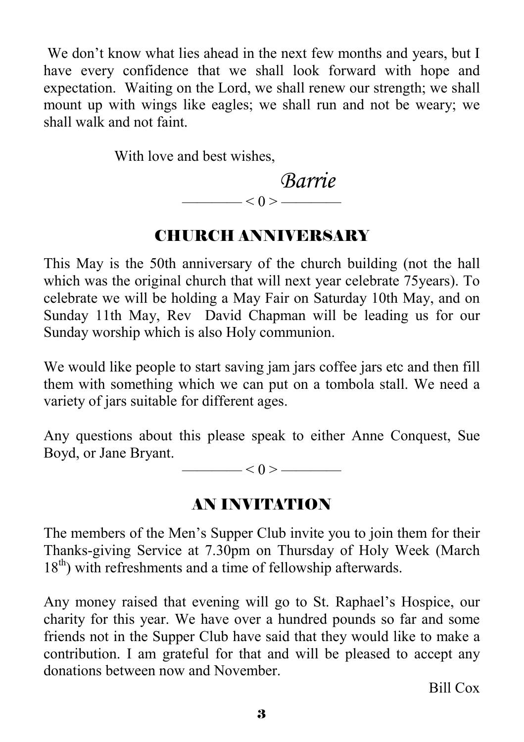We don't know what lies ahead in the next few months and years, but I have every confidence that we shall look forward with hope and expectation. Waiting on the Lord, we shall renew our strength; we shall mount up with wings like eagles; we shall run and not be weary; we shall walk and not faint.

With love and best wishes,

*Barrie*

———— < 0 > ————

## CHURCH ANNIVERSARY

This May is the 50th anniversary of the church building (not the hall which was the original church that will next year celebrate 75years). To celebrate we will be holding a May Fair on Saturday 10th May, and on Sunday 11th May, Rev David Chapman will be leading us for our Sunday worship which is also Holy communion.

We would like people to start saving jam jars coffee jars etc and then fill them with something which we can put on a tombola stall. We need a variety of jars suitable for different ages.

Any questions about this please speak to either Anne Conquest, Sue Boyd, or Jane Bryant.

———— < 0 > ————

## AN INVITATION

The members of the Men's Supper Club invite you to join them for their Thanks-giving Service at 7.30pm on Thursday of Holy Week (March 18th) with refreshments and a time of fellowship afterwards.

Any money raised that evening will go to St. Raphael's Hospice, our charity for this year. We have over a hundred pounds so far and some friends not in the Supper Club have said that they would like to make a contribution. I am grateful for that and will be pleased to accept any donations between now and November.

Bill Cox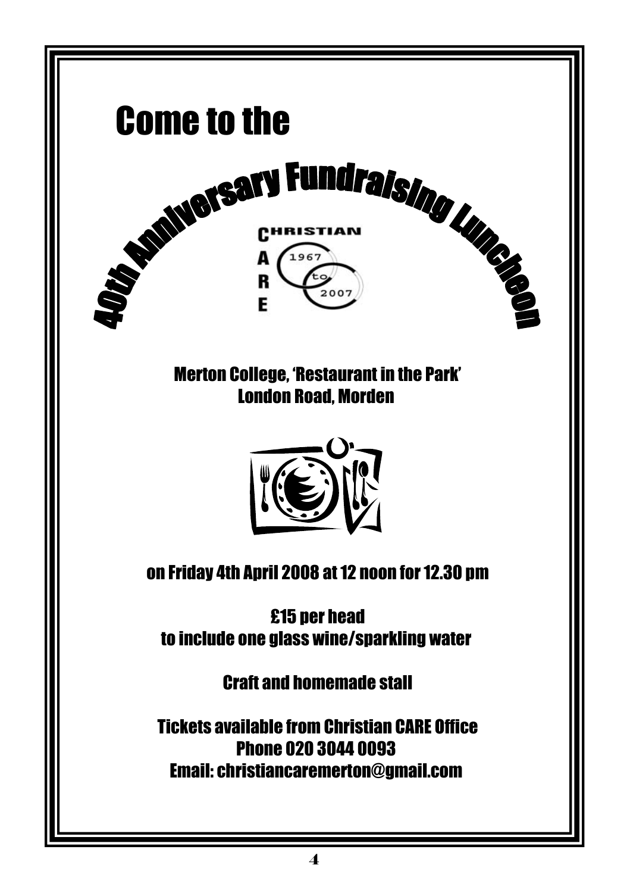# Come to the

# 40th Anniversary Fundraising Luncheon

CHRISTIAN
CARE
1967 to 2007

Merton College, 'Restaurant in the Park'
London Road, Morden

on Friday 4th April 2008 at 12 noon for 12.30 pm

£15 per head
to include one glass wine/sparkling water

Craft and homemade stall

Tickets available from Christian CARE Office
Phone 020 3044 0093
Email: christiancaremerton@gmail.com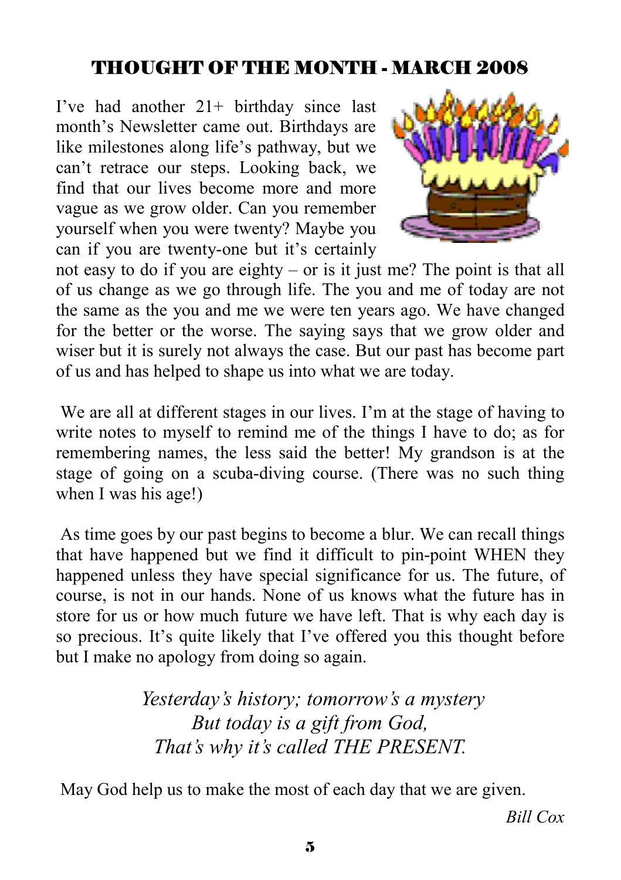## THOUGHT OF THE MONTH - MARCH 2008

I've had another 21+ birthday since last month's Newsletter came out. Birthdays are like milestones along life's pathway, but we can't retrace our steps. Looking back, we find that our lives become more and more vague as we grow older. Can you remember yourself when you were twenty? Maybe you can if you are twenty-one but it's certainly not easy to do if you are eighty – or is it just me? The point is that all of us change as we go through life. The you and me of today are not the same as the you and me we were ten years ago. We have changed for the better or the worse. The saying says that we grow older and wiser but it is surely not always the case. But our past has become part of us and has helped to shape us into what we are today.

We are all at different stages in our lives. I'm at the stage of having to write notes to myself to remind me of the things I have to do; as for remembering names, the less said the better! My grandson is at the stage of going on a scuba-diving course. (There was no such thing when I was his age!)

As time goes by our past begins to become a blur. We can recall things that have happened but we find it difficult to pin-point WHEN they happened unless they have special significance for us. The future, of course, is not in our hands. None of us knows what the future has in store for us or how much future we have left. That is why each day is so precious. It's quite likely that I've offered you this thought before but I make no apology from doing so again.

*Yesterday's history; tomorrow's a mystery*
*But today is a gift from God,*
*That's why it's called THE PRESENT.*

May God help us to make the most of each day that we are given.

*Bill Cox*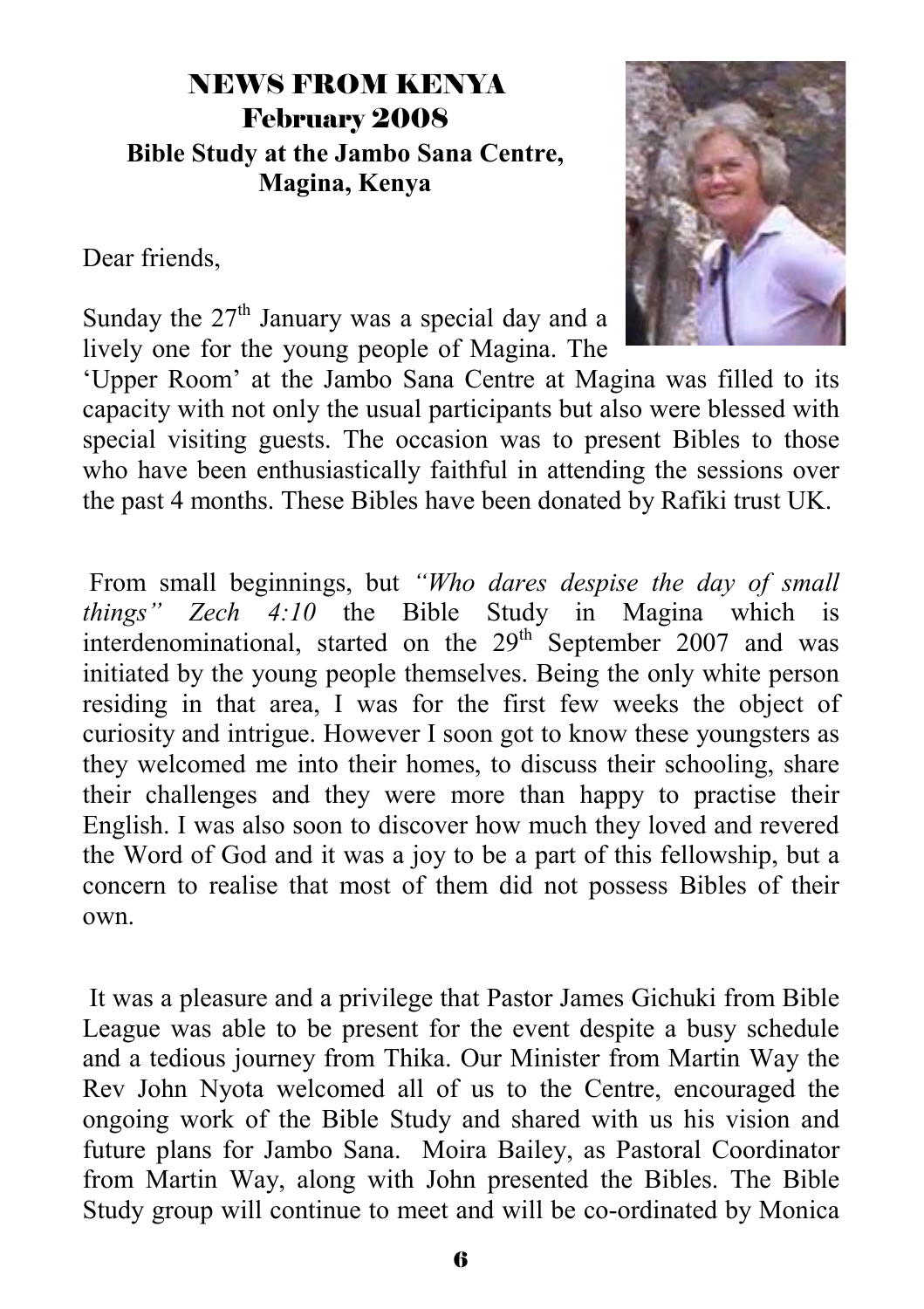# NEWS FROM KENYA

## February 2008

### Bible Study at the Jambo Sana Centre, Magina, Kenya

Dear friends,

Sunday the 27th January was a special day and a lively one for the young people of Magina. The 'Upper Room' at the Jambo Sana Centre at Magina was filled to its capacity with not only the usual participants but also were blessed with special visiting guests. The occasion was to present Bibles to those who have been enthusiastically faithful in attending the sessions over the past 4 months. These Bibles have been donated by Rafiki trust UK.

From small beginnings, but *"Who dares despise the day of small things" Zech 4:10* the Bible Study in Magina which is interdenominational, started on the 29th September 2007 and was initiated by the young people themselves. Being the only white person residing in that area, I was for the first few weeks the object of curiosity and intrigue. However I soon got to know these youngsters as they welcomed me into their homes, to discuss their schooling, share their challenges and they were more than happy to practise their English. I was also soon to discover how much they loved and revered the Word of God and it was a joy to be a part of this fellowship, but a concern to realise that most of them did not possess Bibles of their own.

It was a pleasure and a privilege that Pastor James Gichuki from Bible League was able to be present for the event despite a busy schedule and a tedious journey from Thika. Our Minister from Martin Way the Rev John Nyota welcomed all of us to the Centre, encouraged the ongoing work of the Bible Study and shared with us his vision and future plans for Jambo Sana. Moira Bailey, as Pastoral Coordinator from Martin Way, along with John presented the Bibles. The Bible Study group will continue to meet and will be co-ordinated by Monica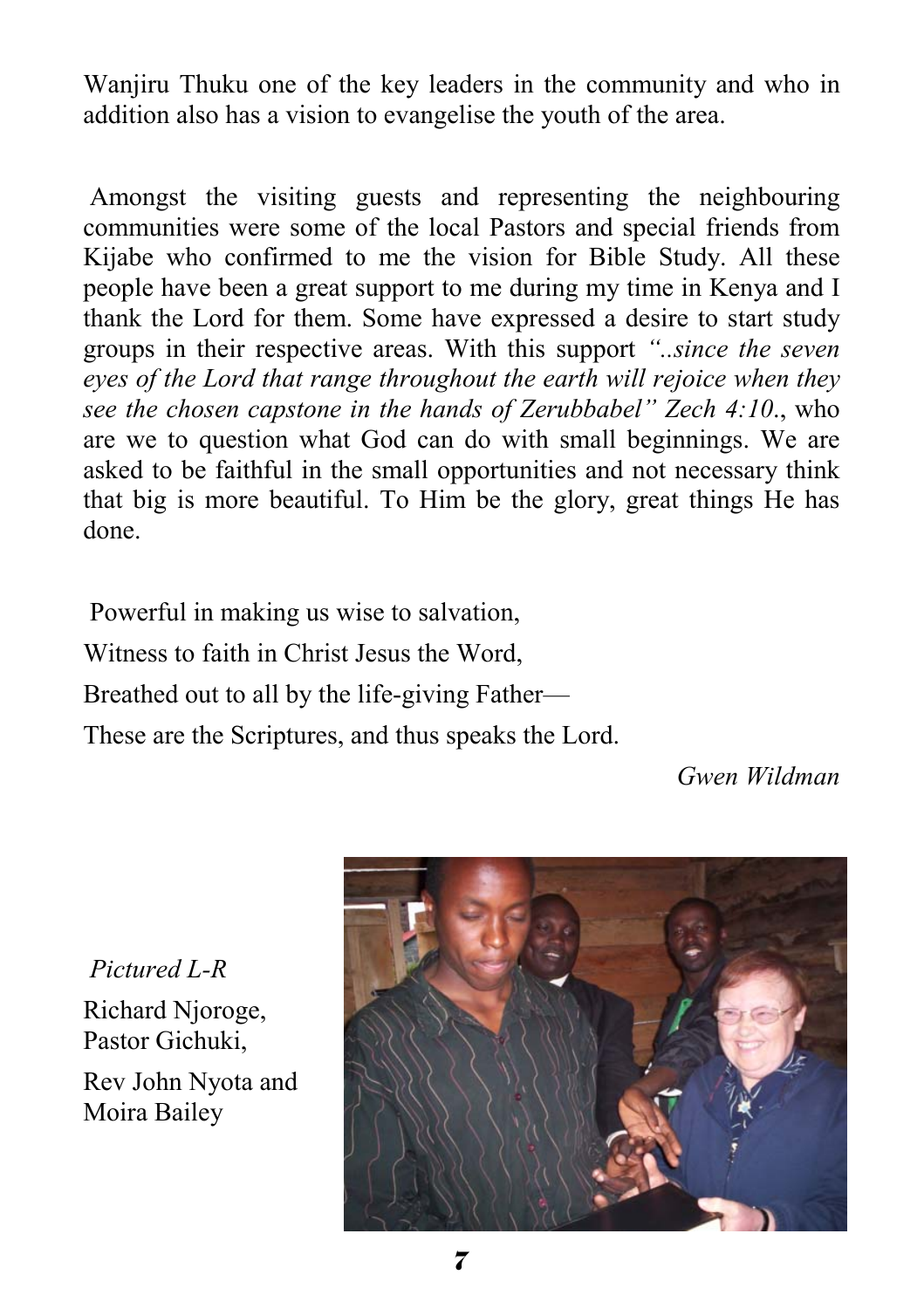Wanjiru Thuku one of the key leaders in the community and who in addition also has a vision to evangelise the youth of the area.

Amongst the visiting guests and representing the neighbouring communities were some of the local Pastors and special friends from Kijabe who confirmed to me the vision for Bible Study. All these people have been a great support to me during my time in Kenya and I thank the Lord for them. Some have expressed a desire to start study groups in their respective areas. With this support *"..since the seven eyes of the Lord that range throughout the earth will rejoice when they see the chosen capstone in the hands of Zerubbabel" Zech 4:10*., who are we to question what God can do with small beginnings. We are asked to be faithful in the small opportunities and not necessary think that big is more beautiful. To Him be the glory, great things He has done.

Powerful in making us wise to salvation,
Witness to faith in Christ Jesus the Word,
Breathed out to all by the life-giving Father—
These are the Scriptures, and thus speaks the Lord.

*Gwen Wildman*

*Pictured L-R*

Richard Njoroge, Pastor Gichuki,

Rev John Nyota and Moira Bailey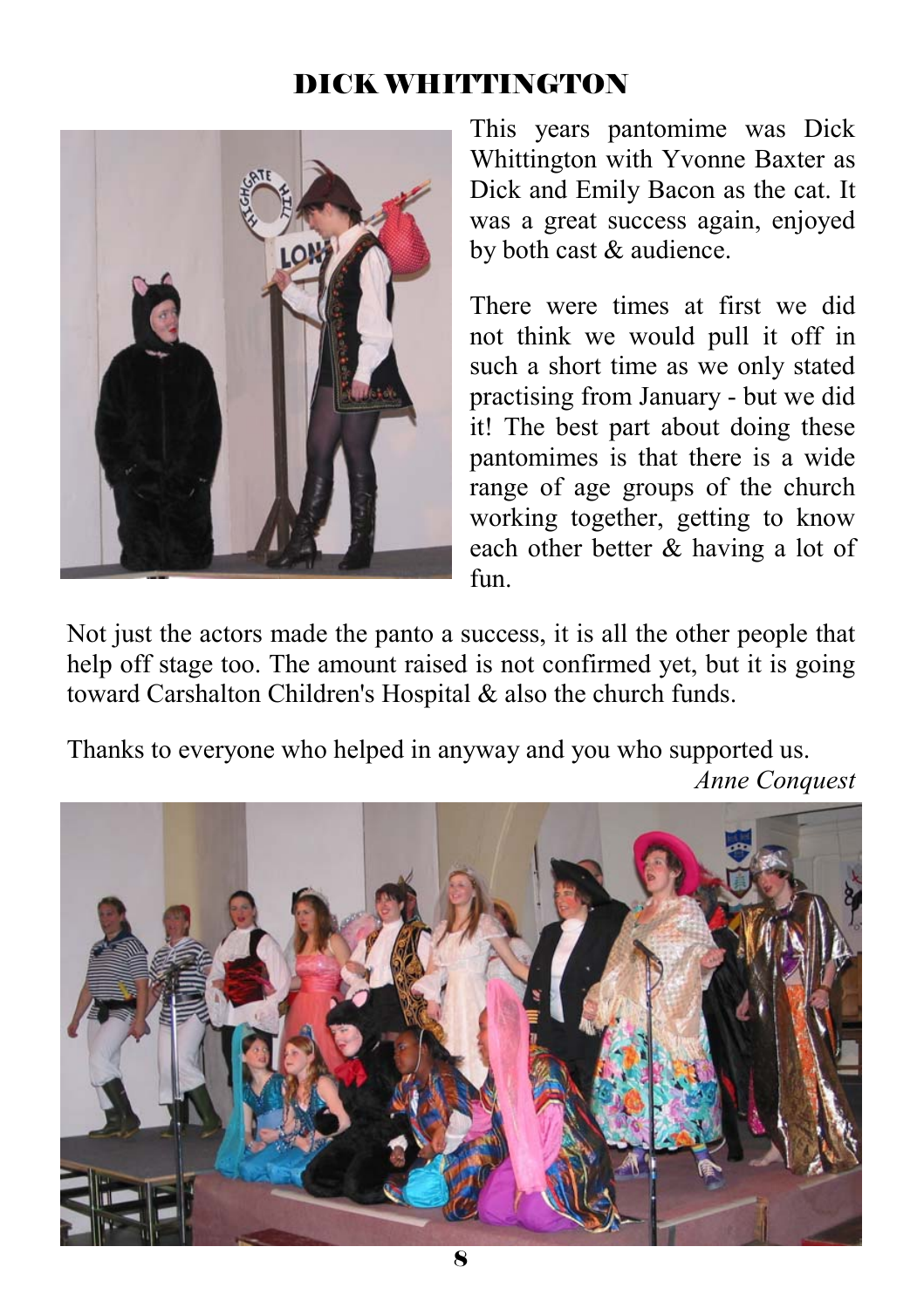# DICK WHITTINGTON

This years pantomime was Dick Whittington with Yvonne Baxter as Dick and Emily Bacon as the cat. It was a great success again, enjoyed by both cast & audience.

There were times at first we did not think we would pull it off in such a short time as we only stated practising from January - but we did it! The best part about doing these pantomimes is that there is a wide range of age groups of the church working together, getting to know each other better & having a lot of fun.

Not just the actors made the panto a success, it is all the other people that help off stage too. The amount raised is not confirmed yet, but it is going toward Carshalton Children's Hospital & also the church funds.

Thanks to everyone who helped in anyway and you who supported us.

*Anne Conquest*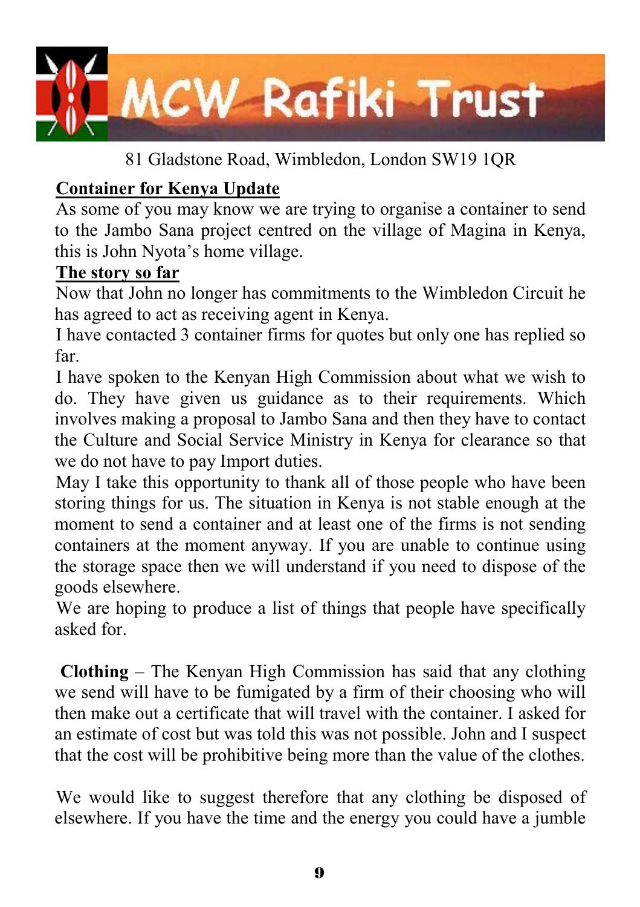# MCW Rafiki Trust

81 Gladstone Road, Wimbledon, London SW19 1QR

**Container for Kenya Update**

As some of you may know we are trying to organise a container to send to the Jambo Sana project centred on the village of Magina in Kenya, this is John Nyota's home village.

**The story so far**

Now that John no longer has commitments to the Wimbledon Circuit he has agreed to act as receiving agent in Kenya.

I have contacted 3 container firms for quotes but only one has replied so far.

I have spoken to the Kenyan High Commission about what we wish to do. They have given us guidance as to their requirements. Which involves making a proposal to Jambo Sana and then they have to contact the Culture and Social Service Ministry in Kenya for clearance so that we do not have to pay Import duties.

May I take this opportunity to thank all of those people who have been storing things for us. The situation in Kenya is not stable enough at the moment to send a container and at least one of the firms is not sending containers at the moment anyway. If you are unable to continue using the storage space then we will understand if you need to dispose of the goods elsewhere.

We are hoping to produce a list of things that people have specifically asked for.

**Clothing** – The Kenyan High Commission has said that any clothing we send will have to be fumigated by a firm of their choosing who will then make out a certificate that will travel with the container. I asked for an estimate of cost but was told this was not possible. John and I suspect that the cost will be prohibitive being more than the value of the clothes.

We would like to suggest therefore that any clothing be disposed of elsewhere. If you have the time and the energy you could have a jumble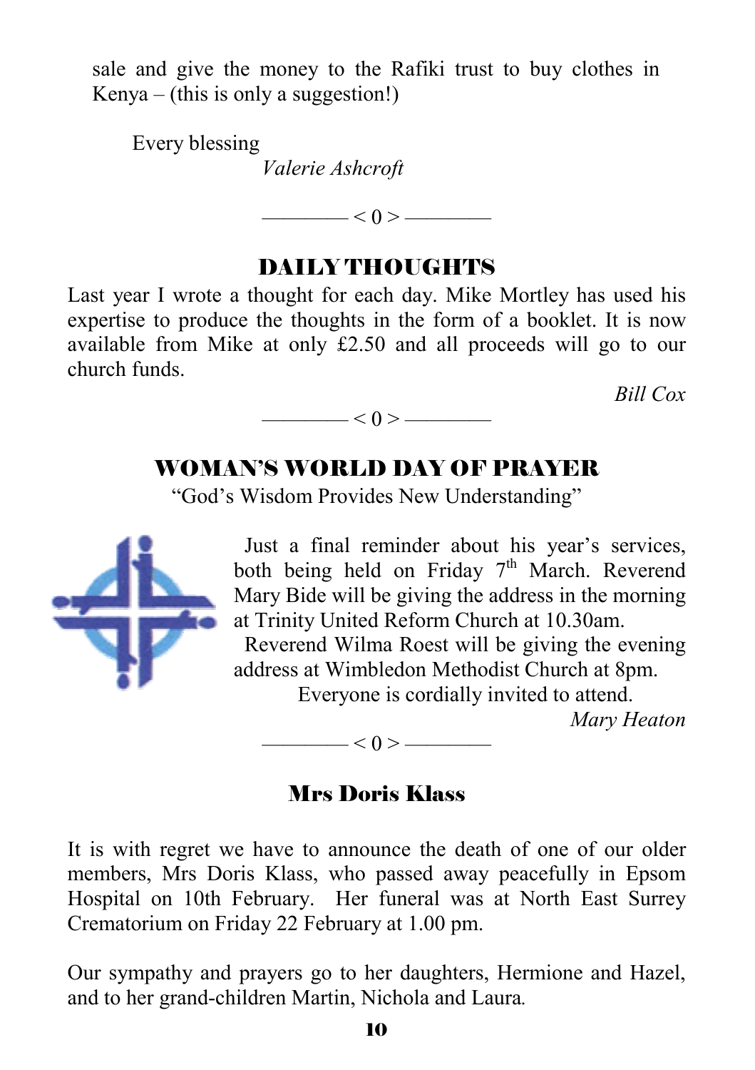sale and give the money to the Rafiki trust to buy clothes in Kenya – (this is only a suggestion!)

Every blessing

*Valerie Ashcroft*

———— < 0 > ————

## DAILY THOUGHTS

Last year I wrote a thought for each day. Mike Mortley has used his expertise to produce the thoughts in the form of a booklet. It is now available from Mike at only £2.50 and all proceeds will go to our church funds.

*Bill Cox*

———— < 0 > ————

## WOMAN'S WORLD DAY OF PRAYER

"God's Wisdom Provides New Understanding"

Just a final reminder about his year's services, both being held on Friday 7th March. Reverend Mary Bide will be giving the address in the morning at Trinity United Reform Church at 10.30am.

Reverend Wilma Roest will be giving the evening address at Wimbledon Methodist Church at 8pm.

Everyone is cordially invited to attend.

*Mary Heaton*

———— < 0 > ————

## Mrs Doris Klass

It is with regret we have to announce the death of one of our older members, Mrs Doris Klass, who passed away peacefully in Epsom Hospital on 10th February. Her funeral was at North East Surrey Crematorium on Friday 22 February at 1.00 pm.

Our sympathy and prayers go to her daughters, Hermione and Hazel, and to her grand-children Martin, Nichola and Laura.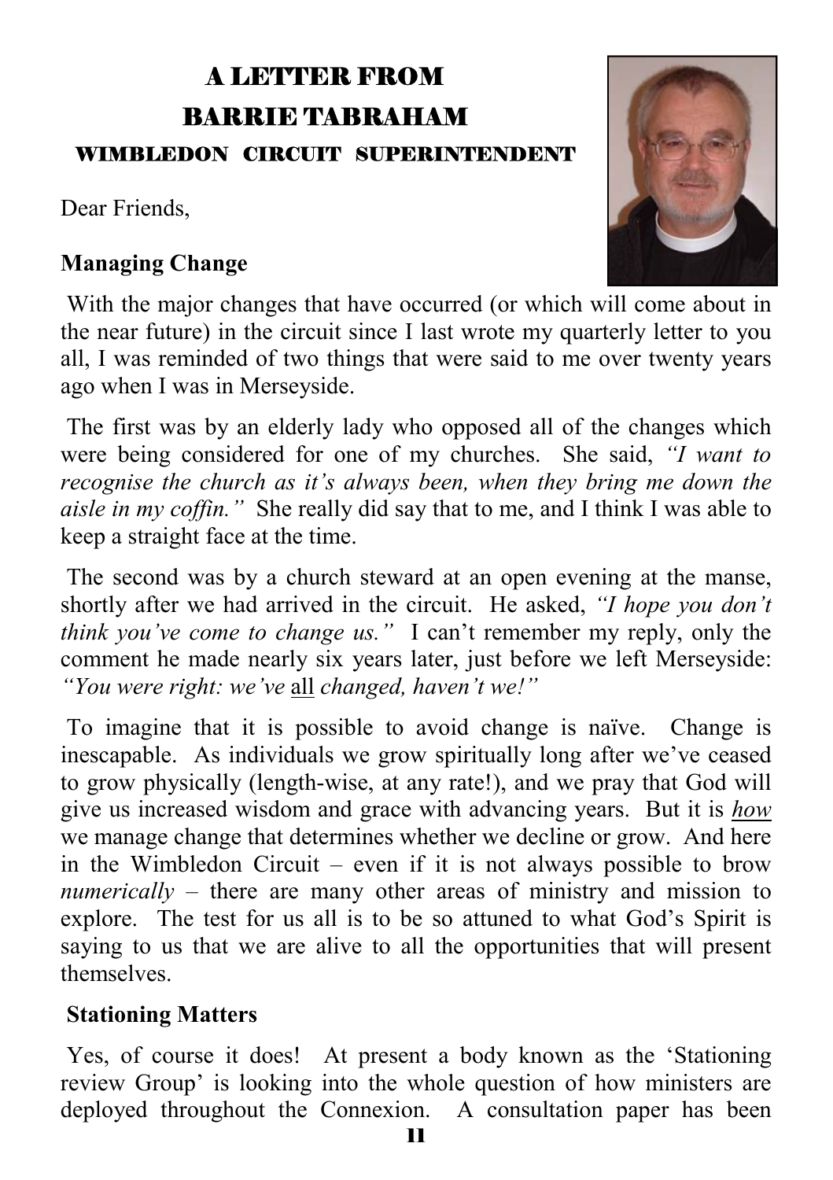# A LETTER FROM
# BARRIE TABRAHAM
## WIMBLEDON CIRCUIT SUPERINTENDENT

Dear Friends,

**Managing Change**

With the major changes that have occurred (or which will come about in the near future) in the circuit since I last wrote my quarterly letter to you all, I was reminded of two things that were said to me over twenty years ago when I was in Merseyside.

The first was by an elderly lady who opposed all of the changes which were being considered for one of my churches. She said, *"I want to recognise the church as it's always been, when they bring me down the aisle in my coffin."* She really did say that to me, and I think I was able to keep a straight face at the time.

The second was by a church steward at an open evening at the manse, shortly after we had arrived in the circuit. He asked, *"I hope you don't think you've come to change us."* I can't remember my reply, only the comment he made nearly six years later, just before we left Merseyside: *"You were right: we've* <u>all</u> *changed, haven't we!"*

To imagine that it is possible to avoid change is naïve. Change is inescapable. As individuals we grow spiritually long after we've ceased to grow physically (length-wise, at any rate!), and we pray that God will give us increased wisdom and grace with advancing years. But it is ***<u>how</u>*** we manage change that determines whether we decline or grow. And here in the Wimbledon Circuit – even if it is not always possible to brow *numerically* – there are many other areas of ministry and mission to explore. The test for us all is to be so attuned to what God's Spirit is saying to us that we are alive to all the opportunities that will present themselves.

**Stationing Matters**

Yes, of course it does! At present a body known as the 'Stationing review Group' is looking into the whole question of how ministers are deployed throughout the Connexion. A consultation paper has been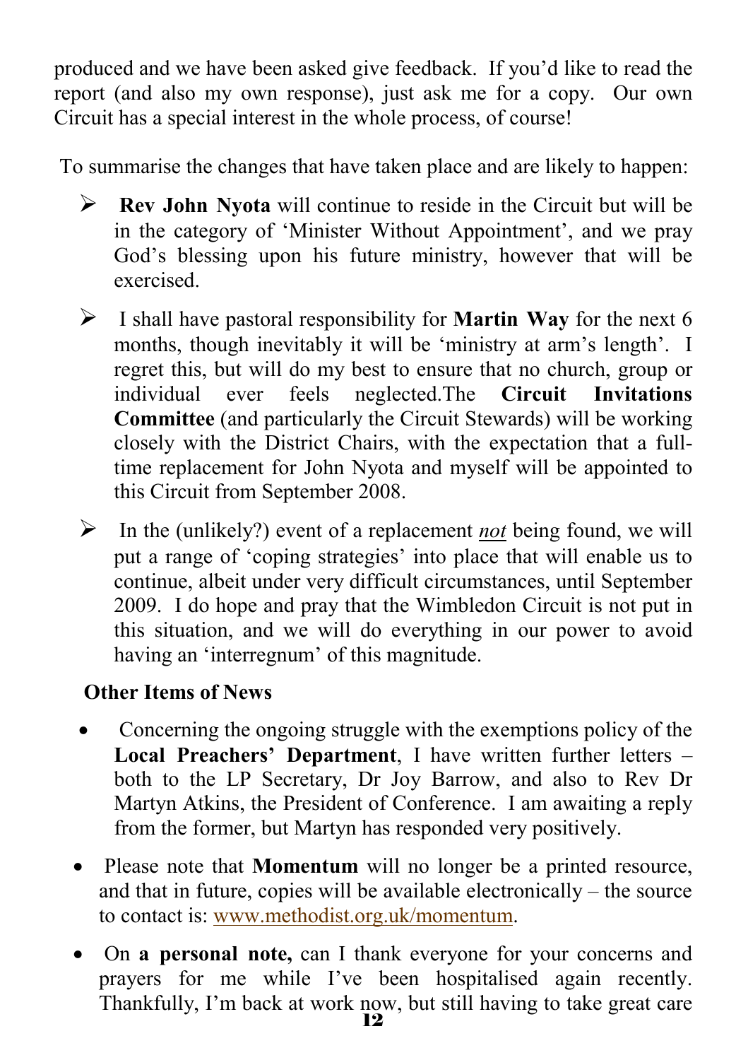produced and we have been asked give feedback. If you'd like to read the report (and also my own response), just ask me for a copy. Our own Circuit has a special interest in the whole process, of course!

To summarise the changes that have taken place and are likely to happen:

- **Rev John Nyota** will continue to reside in the Circuit but will be in the category of 'Minister Without Appointment', and we pray God's blessing upon his future ministry, however that will be exercised.
- I shall have pastoral responsibility for **Martin Way** for the next 6 months, though inevitably it will be 'ministry at arm's length'. I regret this, but will do my best to ensure that no church, group or individual ever feels neglected.The **Circuit Invitations Committee** (and particularly the Circuit Stewards) will be working closely with the District Chairs, with the expectation that a full-time replacement for John Nyota and myself will be appointed to this Circuit from September 2008.
- In the (unlikely?) event of a replacement ***not*** being found, we will put a range of 'coping strategies' into place that will enable us to continue, albeit under very difficult circumstances, until September 2009. I do hope and pray that the Wimbledon Circuit is not put in this situation, and we will do everything in our power to avoid having an 'interregnum' of this magnitude.

**Other Items of News**

- Concerning the ongoing struggle with the exemptions policy of the **Local Preachers' Department**, I have written further letters – both to the LP Secretary, Dr Joy Barrow, and also to Rev Dr Martyn Atkins, the President of Conference. I am awaiting a reply from the former, but Martyn has responded very positively.
- Please note that **Momentum** will no longer be a printed resource, and that in future, copies will be available electronically – the source to contact is: www.methodist.org.uk/momentum.
- On **a personal note,** can I thank everyone for your concerns and prayers for me while I've been hospitalised again recently. Thankfully, I'm back at work now, but still having to take great care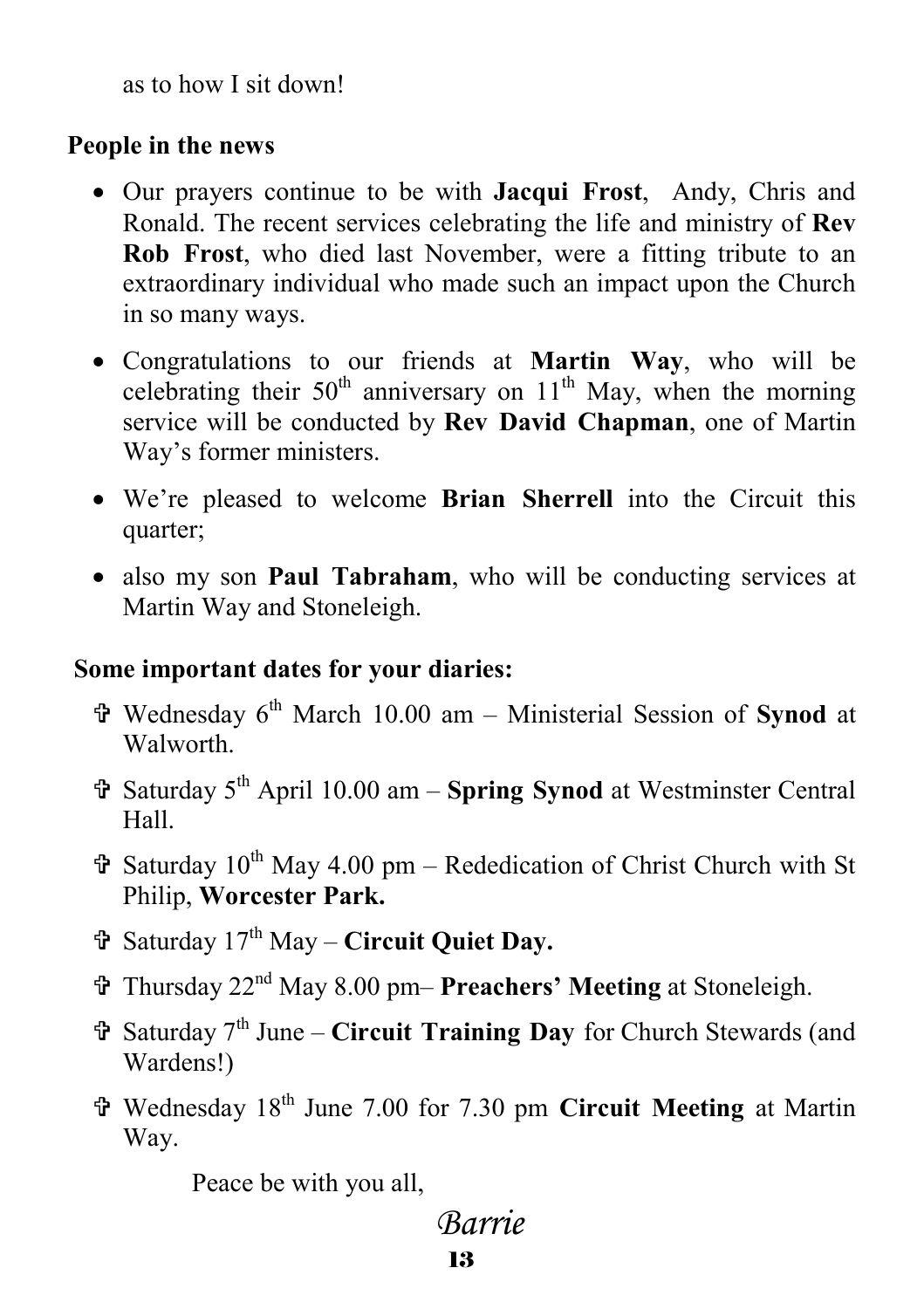as to how I sit down!

**People in the news**

- Our prayers continue to be with **Jacqui Frost**, Andy, Chris and Ronald. The recent services celebrating the life and ministry of **Rev Rob Frost**, who died last November, were a fitting tribute to an extraordinary individual who made such an impact upon the Church in so many ways.
- Congratulations to our friends at **Martin Way**, who will be celebrating their 50th anniversary on 11th May, when the morning service will be conducted by **Rev David Chapman**, one of Martin Way's former ministers.
- We're pleased to welcome **Brian Sherrell** into the Circuit this quarter;
- also my son **Paul Tabraham**, who will be conducting services at Martin Way and Stoneleigh.

**Some important dates for your diaries:**

- ✞ Wednesday 6th March 10.00 am – Ministerial Session of **Synod** at Walworth.
- ✞ Saturday 5th April 10.00 am – **Spring Synod** at Westminster Central Hall.
- ✞ Saturday 10th May 4.00 pm – Rededication of Christ Church with St Philip, **Worcester Park.**
- ✞ Saturday 17th May – **Circuit Quiet Day.**
- ✞ Thursday 22nd May 8.00 pm– **Preachers' Meeting** at Stoneleigh.
- ✞ Saturday 7th June – **Circuit Training Day** for Church Stewards (and Wardens!)
- ✞ Wednesday 18th June 7.00 for 7.30 pm **Circuit Meeting** at Martin Way.

Peace be with you all,

*Barrie*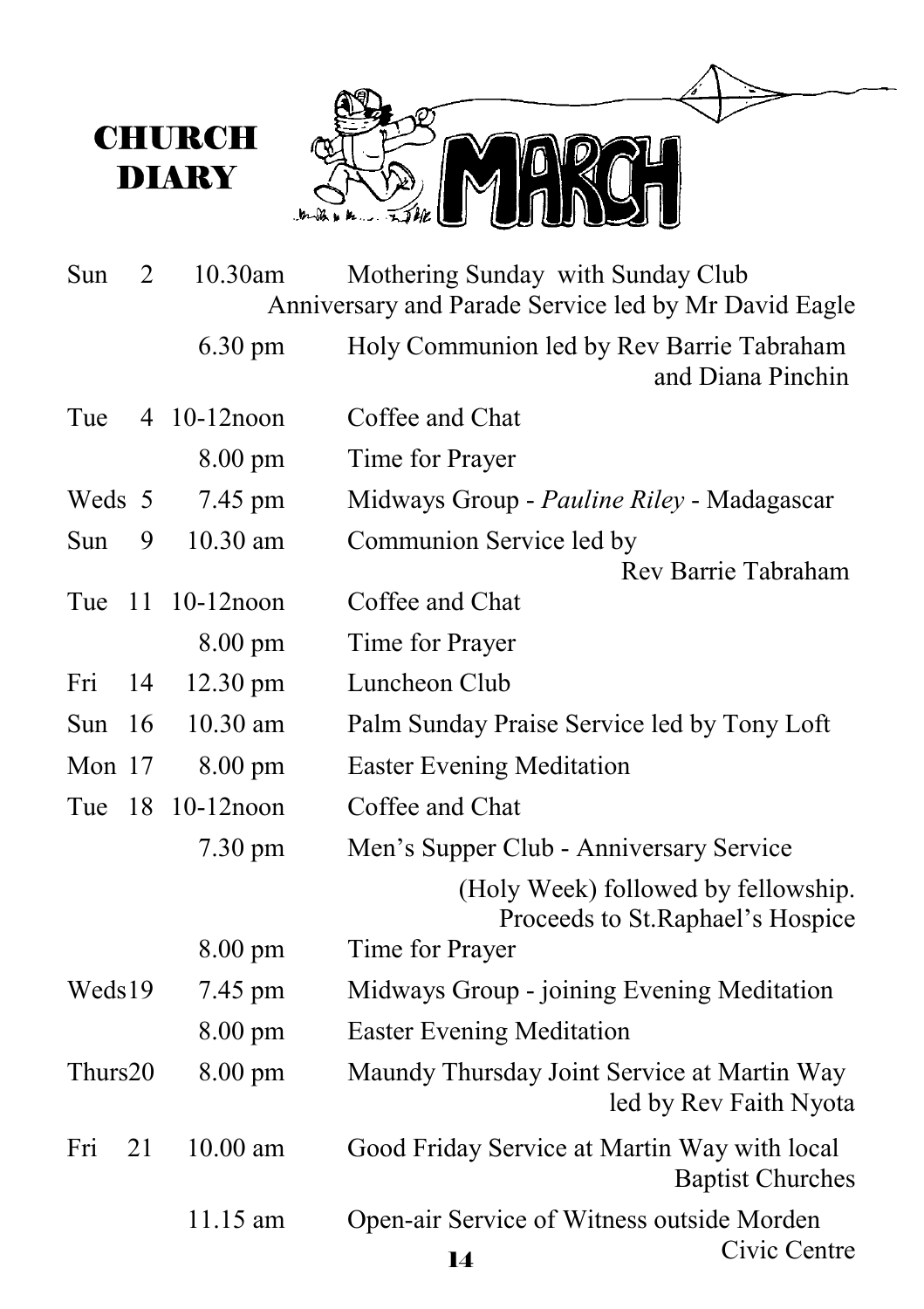# CHURCH DIARY

## MARCH

| Day | Date | Time | Event |
|---|---|---|---|
| Sun | 2 | 10.30am | Mothering Sunday with Sunday Club Anniversary and Parade Service led by Mr David Eagle |
| | | 6.30 pm | Holy Communion led by Rev Barrie Tabraham and Diana Pinchin |
| Tue | 4 | 10-12noon | Coffee and Chat |
| | | 8.00 pm | Time for Prayer |
| Weds | 5 | 7.45 pm | Midways Group - *Pauline Riley* - Madagascar |
| Sun | 9 | 10.30 am | Communion Service led by Rev Barrie Tabraham |
| Tue | 11 | 10-12noon | Coffee and Chat |
| | | 8.00 pm | Time for Prayer |
| Fri | 14 | 12.30 pm | Luncheon Club |
| Sun | 16 | 10.30 am | Palm Sunday Praise Service led by Tony Loft |
| Mon | 17 | 8.00 pm | Easter Evening Meditation |
| Tue | 18 | 10-12noon | Coffee and Chat |
| | | 7.30 pm | Men's Supper Club - Anniversary Service (Holy Week) followed by fellowship. Proceeds to St.Raphael's Hospice |
| | | 8.00 pm | Time for Prayer |
| Weds | 19 | 7.45 pm | Midways Group - joining Evening Meditation |
| | | 8.00 pm | Easter Evening Meditation |
| Thurs | 20 | 8.00 pm | Maundy Thursday Joint Service at Martin Way led by Rev Faith Nyota |
| Fri | 21 | 10.00 am | Good Friday Service at Martin Way with local Baptist Churches |
| | | 11.15 am | Open-air Service of Witness outside Morden Civic Centre |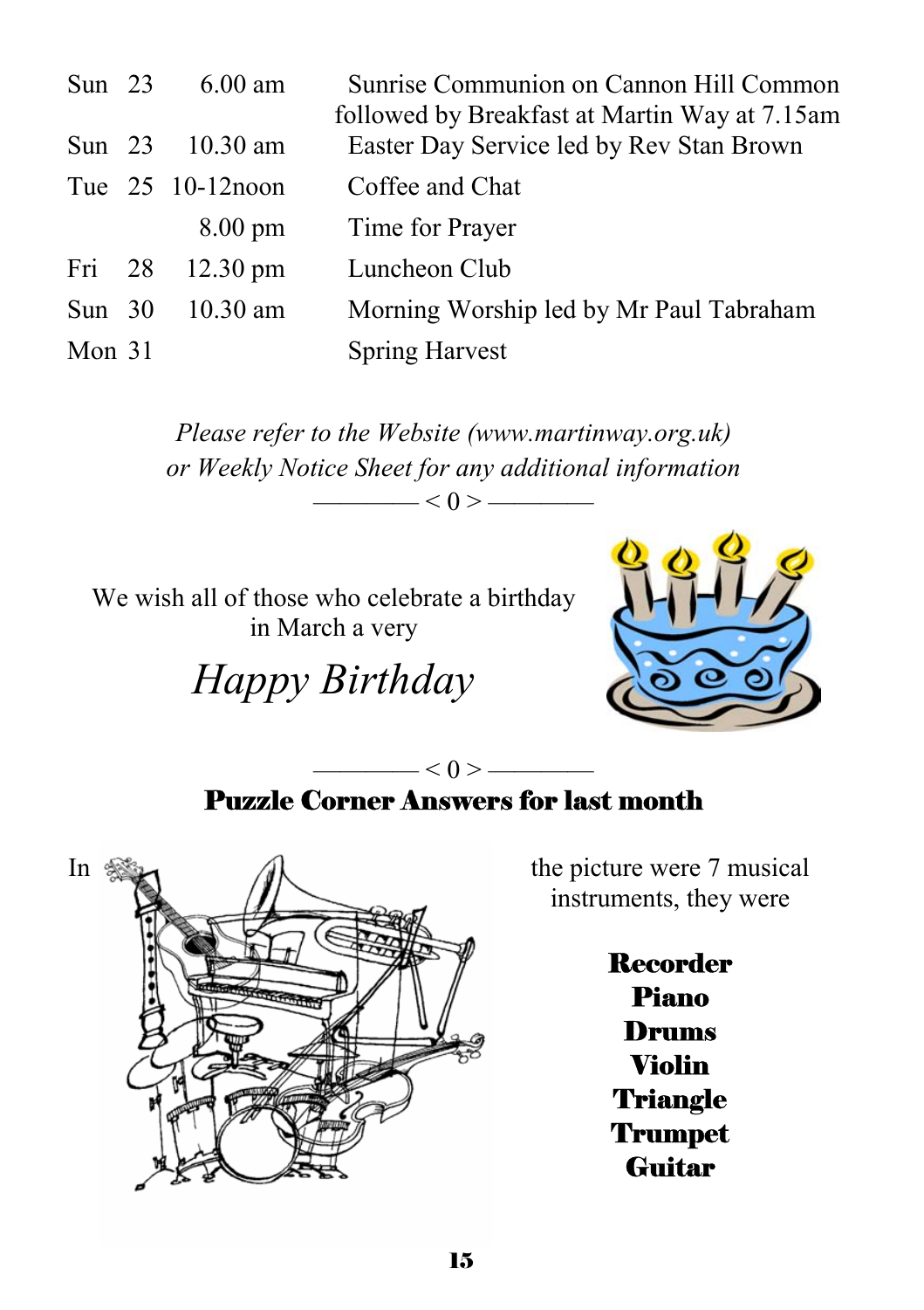| | | | |
|---|---|---|---|
| Sun | 23 | 6.00 am | Sunrise Communion on Cannon Hill Common followed by Breakfast at Martin Way at 7.15am |
| Sun | 23 | 10.30 am | Easter Day Service led by Rev Stan Brown |
| Tue | 25 | 10-12noon | Coffee and Chat |
| | | 8.00 pm | Time for Prayer |
| Fri | 28 | 12.30 pm | Luncheon Club |
| Sun | 30 | 10.30 am | Morning Worship led by Mr Paul Tabraham |
| Mon | 31 | | Spring Harvest |

*Please refer to the Website (www.martinway.org.uk) or Weekly Notice Sheet for any additional information*

———— < 0 > ————

We wish all of those who celebrate a birthday in March a very

*Happy Birthday*

———— < 0 > ————

**Puzzle Corner Answers for last month**

In the picture were 7 musical instruments, they were

**Recorder**
**Piano**
**Drums**
**Violin**
**Triangle**
**Trumpet**
**Guitar**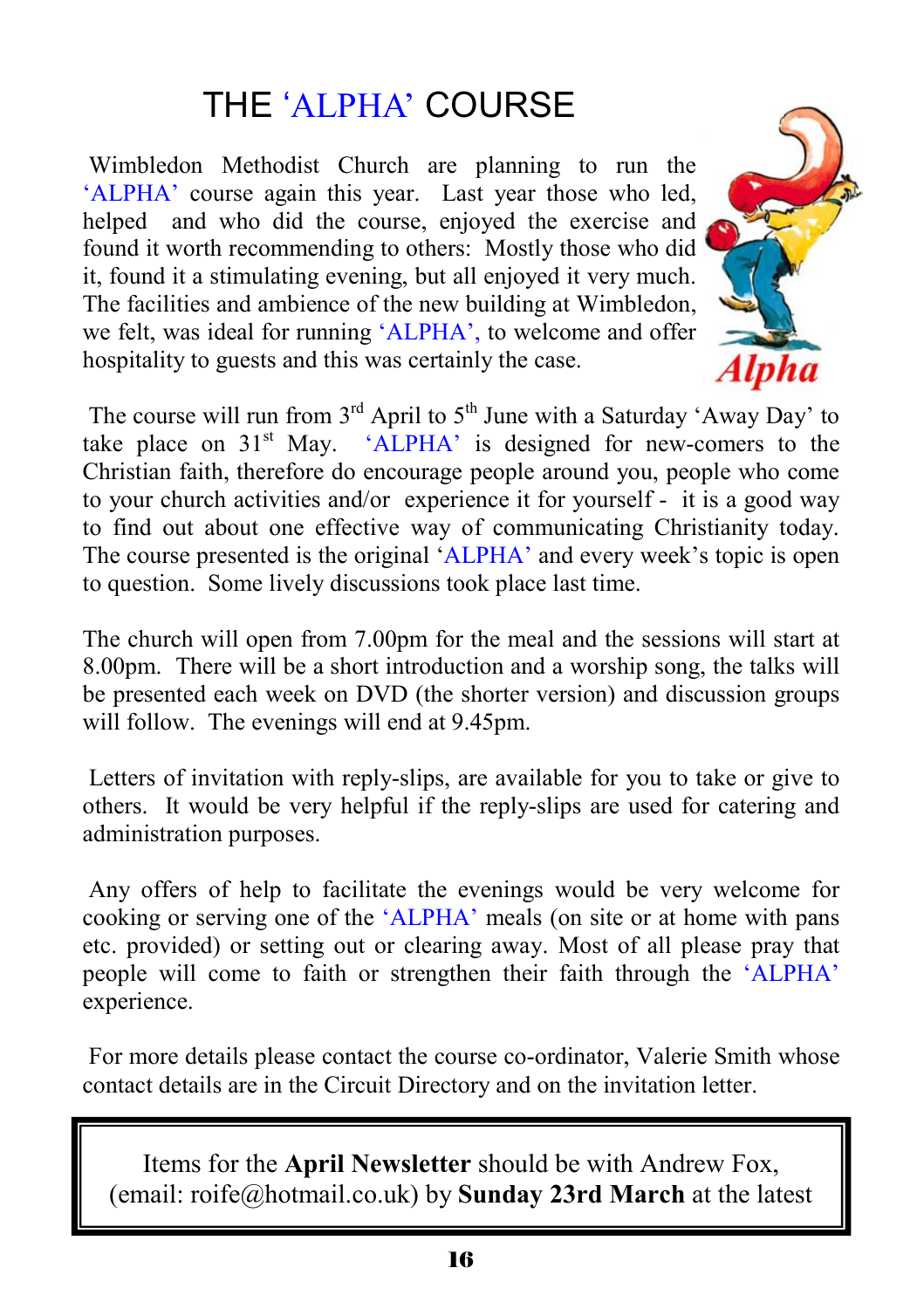# THE 'ALPHA' COURSE

Wimbledon Methodist Church are planning to run the 'ALPHA' course again this year. Last year those who led, helped and who did the course, enjoyed the exercise and found it worth recommending to others: Mostly those who did it, found it a stimulating evening, but all enjoyed it very much. The facilities and ambience of the new building at Wimbledon, we felt, was ideal for running 'ALPHA', to welcome and offer hospitality to guests and this was certainly the case.

Alpha

The course will run from 3rd April to 5th June with a Saturday 'Away Day' to take place on 31st May. 'ALPHA' is designed for new-comers to the Christian faith, therefore do encourage people around you, people who come to your church activities and/or experience it for yourself - it is a good way to find out about one effective way of communicating Christianity today. The course presented is the original 'ALPHA' and every week's topic is open to question. Some lively discussions took place last time.

The church will open from 7.00pm for the meal and the sessions will start at 8.00pm. There will be a short introduction and a worship song, the talks will be presented each week on DVD (the shorter version) and discussion groups will follow. The evenings will end at 9.45pm.

Letters of invitation with reply-slips, are available for you to take or give to others. It would be very helpful if the reply-slips are used for catering and administration purposes.

Any offers of help to facilitate the evenings would be very welcome for cooking or serving one of the 'ALPHA' meals (on site or at home with pans etc. provided) or setting out or clearing away. Most of all please pray that people will come to faith or strengthen their faith through the 'ALPHA' experience.

For more details please contact the course co-ordinator, Valerie Smith whose contact details are in the Circuit Directory and on the invitation letter.

Items for the **April Newsletter** should be with Andrew Fox, (email: roife@hotmail.co.uk) by **Sunday 23rd March** at the latest